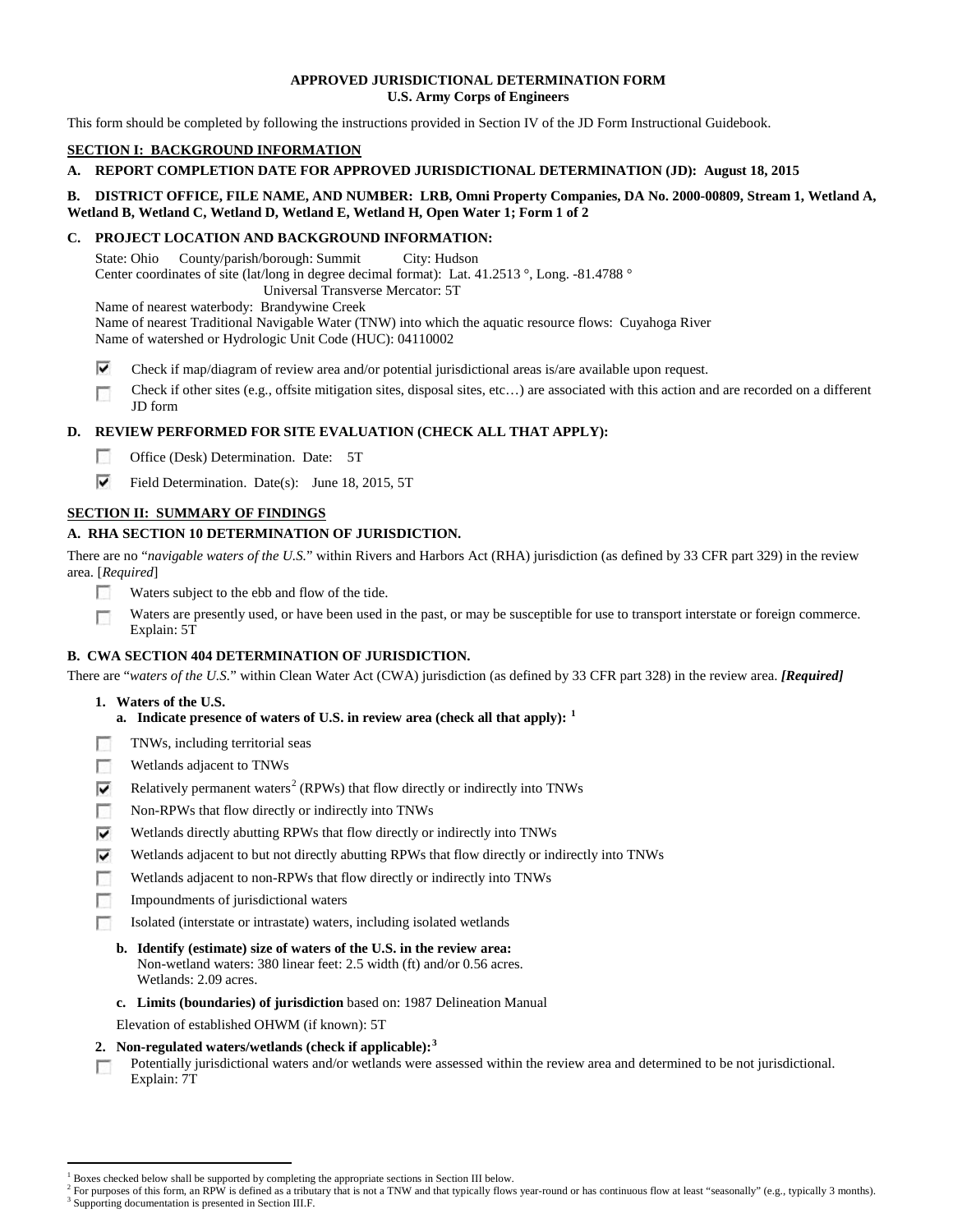**APPROVED JURISDICTIONAL DETERMINATION FORM**
**U.S. Army Corps of Engineers**

This form should be completed by following the instructions provided in Section IV of the JD Form Instructional Guidebook.

## SECTION I: BACKGROUND INFORMATION

**A. REPORT COMPLETION DATE FOR APPROVED JURISDICTIONAL DETERMINATION (JD): August 18, 2015**

**B. DISTRICT OFFICE, FILE NAME, AND NUMBER: LRB, Omni Property Companies, DA No. 2000-00809, Stream 1, Wetland A, Wetland B, Wetland C, Wetland D, Wetland E, Wetland H, Open Water 1; Form 1 of 2**

**C. PROJECT LOCATION AND BACKGROUND INFORMATION:**

State: Ohio County/parish/borough: Summit City: Hudson
Center coordinates of site (lat/long in degree decimal format): Lat. 41.2513 °, Long. -81.4788 °
Universal Transverse Mercator: 5T
Name of nearest waterbody: Brandywine Creek
Name of nearest Traditional Navigable Water (TNW) into which the aquatic resource flows: Cuyahoga River
Name of watershed or Hydrologic Unit Code (HUC): 04110002

- [x] Check if map/diagram of review area and/or potential jurisdictional areas is/are available upon request.
- [ ] Check if other sites (e.g., offsite mitigation sites, disposal sites, etc…) are associated with this action and are recorded on a different JD form

**D. REVIEW PERFORMED FOR SITE EVALUATION (CHECK ALL THAT APPLY):**

- [ ] Office (Desk) Determination. Date: 5T
- [x] Field Determination. Date(s): June 18, 2015, 5T

## SECTION II: SUMMARY OF FINDINGS

**A. RHA SECTION 10 DETERMINATION OF JURISDICTION.**

There are no "*navigable waters of the U.S.*" within Rivers and Harbors Act (RHA) jurisdiction (as defined by 33 CFR part 329) in the review area. [*Required*]

- [ ] Waters subject to the ebb and flow of the tide.
- [ ] Waters are presently used, or have been used in the past, or may be susceptible for use to transport interstate or foreign commerce. Explain: 5T

**B. CWA SECTION 404 DETERMINATION OF JURISDICTION.**

There are "*waters of the U.S.*" within Clean Water Act (CWA) jurisdiction (as defined by 33 CFR part 328) in the review area. ***[Required]***

**1. Waters of the U.S.**

**a. Indicate presence of waters of U.S. in review area (check all that apply):** [1]

- [ ] TNWs, including territorial seas
- [ ] Wetlands adjacent to TNWs
- [x] Relatively permanent waters[2] (RPWs) that flow directly or indirectly into TNWs
- [ ] Non-RPWs that flow directly or indirectly into TNWs
- [x] Wetlands directly abutting RPWs that flow directly or indirectly into TNWs
- [x] Wetlands adjacent to but not directly abutting RPWs that flow directly or indirectly into TNWs
- [ ] Wetlands adjacent to non-RPWs that flow directly or indirectly into TNWs
- [ ] Impoundments of jurisdictional waters
- [ ] Isolated (interstate or intrastate) waters, including isolated wetlands

**b. Identify (estimate) size of waters of the U.S. in the review area:**
Non-wetland waters: 380 linear feet: 2.5 width (ft) and/or 0.56 acres.
Wetlands: 2.09 acres.

**c. Limits (boundaries) of jurisdiction** based on: 1987 Delineation Manual

Elevation of established OHWM (if known): 5T

**2. Non-regulated waters/wetlands (check if applicable):**[3]

- [ ] Potentially jurisdictional waters and/or wetlands were assessed within the review area and determined to be not jurisdictional. Explain: 7T

---

[1] Boxes checked below shall be supported by completing the appropriate sections in Section III below.
[2] For purposes of this form, an RPW is defined as a tributary that is not a TNW and that typically flows year-round or has continuous flow at least "seasonally" (e.g., typically 3 months).
[3] Supporting documentation is presented in Section III.F.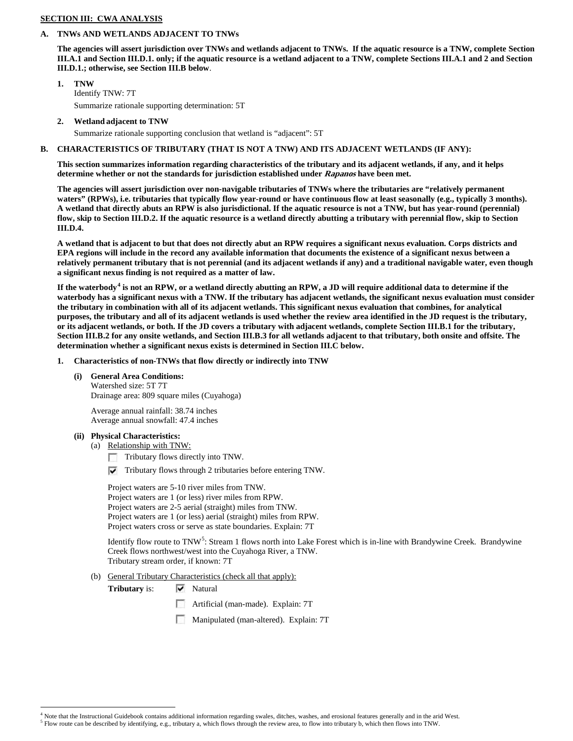**SECTION III: CWA ANALYSIS**

**A. TNWs AND WETLANDS ADJACENT TO TNWs**

**The agencies will assert jurisdiction over TNWs and wetlands adjacent to TNWs. If the aquatic resource is a TNW, complete Section III.A.1 and Section III.D.1. only; if the aquatic resource is a wetland adjacent to a TNW, complete Sections III.A.1 and 2 and Section III.D.1.; otherwise, see Section III.B below**.

**1. TNW**

Identify TNW: 7T

Summarize rationale supporting determination: 5T

**2. Wetland adjacent to TNW**

Summarize rationale supporting conclusion that wetland is "adjacent": 5T

**B. CHARACTERISTICS OF TRIBUTARY (THAT IS NOT A TNW) AND ITS ADJACENT WETLANDS (IF ANY):**

**This section summarizes information regarding characteristics of the tributary and its adjacent wetlands, if any, and it helps determine whether or not the standards for jurisdiction established under *Rapanos* have been met.**

**The agencies will assert jurisdiction over non-navigable tributaries of TNWs where the tributaries are "relatively permanent waters" (RPWs), i.e. tributaries that typically flow year-round or have continuous flow at least seasonally (e.g., typically 3 months). A wetland that directly abuts an RPW is also jurisdictional. If the aquatic resource is not a TNW, but has year-round (perennial) flow, skip to Section III.D.2. If the aquatic resource is a wetland directly abutting a tributary with perennial flow, skip to Section III.D.4.**

**A wetland that is adjacent to but that does not directly abut an RPW requires a significant nexus evaluation. Corps districts and EPA regions will include in the record any available information that documents the existence of a significant nexus between a relatively permanent tributary that is not perennial (and its adjacent wetlands if any) and a traditional navigable water, even though a significant nexus finding is not required as a matter of law.**

**If the waterbody[4] is not an RPW, or a wetland directly abutting an RPW, a JD will require additional data to determine if the waterbody has a significant nexus with a TNW. If the tributary has adjacent wetlands, the significant nexus evaluation must consider the tributary in combination with all of its adjacent wetlands. This significant nexus evaluation that combines, for analytical purposes, the tributary and all of its adjacent wetlands is used whether the review area identified in the JD request is the tributary, or its adjacent wetlands, or both. If the JD covers a tributary with adjacent wetlands, complete Section III.B.1 for the tributary, Section III.B.2 for any onsite wetlands, and Section III.B.3 for all wetlands adjacent to that tributary, both onsite and offsite. The determination whether a significant nexus exists is determined in Section III.C below.**

**1. Characteristics of non-TNWs that flow directly or indirectly into TNW**

**(i) General Area Conditions:**

Watershed size: 5T 7T

Drainage area: 809 square miles (Cuyahoga)

Average annual rainfall: 38.74 inches

Average annual snowfall: 47.4 inches

**(ii) Physical Characteristics:**

(a) Relationship with TNW:

- ☐ Tributary flows directly into TNW.
- ☑ Tributary flows through 2 tributaries before entering TNW.

Project waters are 5-10 river miles from TNW.

Project waters are 1 (or less) river miles from RPW.

Project waters are 2-5 aerial (straight) miles from TNW.

Project waters are 1 (or less) aerial (straight) miles from RPW.

Project waters cross or serve as state boundaries. Explain: 7T

Identify flow route to TNW[5]: Stream 1 flows north into Lake Forest which is in-line with Brandywine Creek. Brandywine Creek flows northwest/west into the Cuyahoga River, a TNW.

Tributary stream order, if known: 7T

(b) General Tributary Characteristics (check all that apply):

**Tributary** is:
- ☑ Natural
- ☐ Artificial (man-made). Explain: 7T
- ☐ Manipulated (man-altered). Explain: 7T

---

[4] Note that the Instructional Guidebook contains additional information regarding swales, ditches, washes, and erosional features generally and in the arid West.

[5] Flow route can be described by identifying, e.g., tributary a, which flows through the review area, to flow into tributary b, which then flows into TNW.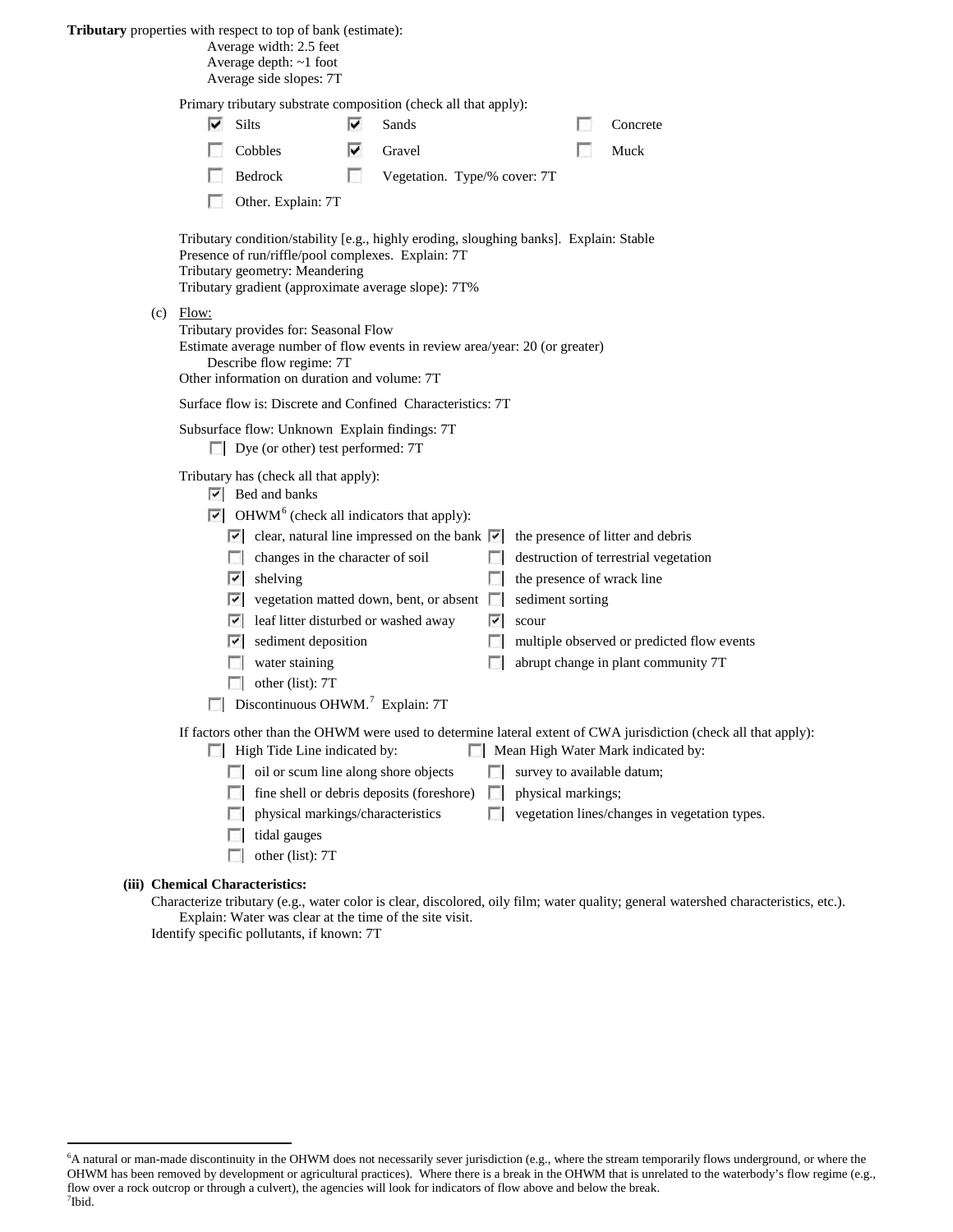**Tributary** properties with respect to top of bank (estimate):

Average width: 2.5 feet
Average depth: ~1 foot
Average side slopes: 7T

Primary tributary substrate composition (check all that apply):

- ☑ Silts
- ☑ Sands
- ☐ Concrete
- ☐ Cobbles
- ☑ Gravel
- ☐ Muck
- ☐ Bedrock
- ☐ Vegetation. Type/% cover: 7T
- ☐ Other. Explain: 7T

Tributary condition/stability [e.g., highly eroding, sloughing banks]. Explain: Stable
Presence of run/riffle/pool complexes. Explain: 7T
Tributary geometry: Meandering
Tributary gradient (approximate average slope): 7T%

(c) Flow:

Tributary provides for: Seasonal Flow
Estimate average number of flow events in review area/year: 20 (or greater)
Describe flow regime: 7T
Other information on duration and volume: 7T

Surface flow is: Discrete and Confined Characteristics: 7T

Subsurface flow: Unknown Explain findings: 7T
- ☐ Dye (or other) test performed: 7T

Tributary has (check all that apply):

- ☑ Bed and banks
- ☑ OHWM[6] (check all indicators that apply):
  - ☑ clear, natural line impressed on the bank
  - ☑ the presence of litter and debris
  - ☐ changes in the character of soil
  - ☐ destruction of terrestrial vegetation
  - ☑ shelving
  - ☐ the presence of wrack line
  - ☑ vegetation matted down, bent, or absent
  - ☐ sediment sorting
  - ☑ leaf litter disturbed or washed away
  - ☑ scour
  - ☑ sediment deposition
  - ☐ multiple observed or predicted flow events
  - ☐ water staining
  - ☐ abrupt change in plant community 7T
  - ☐ other (list): 7T
- ☐ Discontinuous OHWM.[7] Explain: 7T

If factors other than the OHWM were used to determine lateral extent of CWA jurisdiction (check all that apply):

- ☐ High Tide Line indicated by:
  - ☐ oil or scum line along shore objects
  - ☐ fine shell or debris deposits (foreshore)
  - ☐ physical markings/characteristics
  - ☐ tidal gauges
  - ☐ other (list): 7T
- ☐ Mean High Water Mark indicated by:
  - ☐ survey to available datum;
  - ☐ physical markings;
  - ☐ vegetation lines/changes in vegetation types.

**(iii) Chemical Characteristics:**

Characterize tributary (e.g., water color is clear, discolored, oily film; water quality; general watershed characteristics, etc.).
Explain: Water was clear at the time of the site visit.
Identify specific pollutants, if known: 7T

---

[6] A natural or man-made discontinuity in the OHWM does not necessarily sever jurisdiction (e.g., where the stream temporarily flows underground, or where the OHWM has been removed by development or agricultural practices). Where there is a break in the OHWM that is unrelated to the waterbody's flow regime (e.g., flow over a rock outcrop or through a culvert), the agencies will look for indicators of flow above and below the break.
[7] Ibid.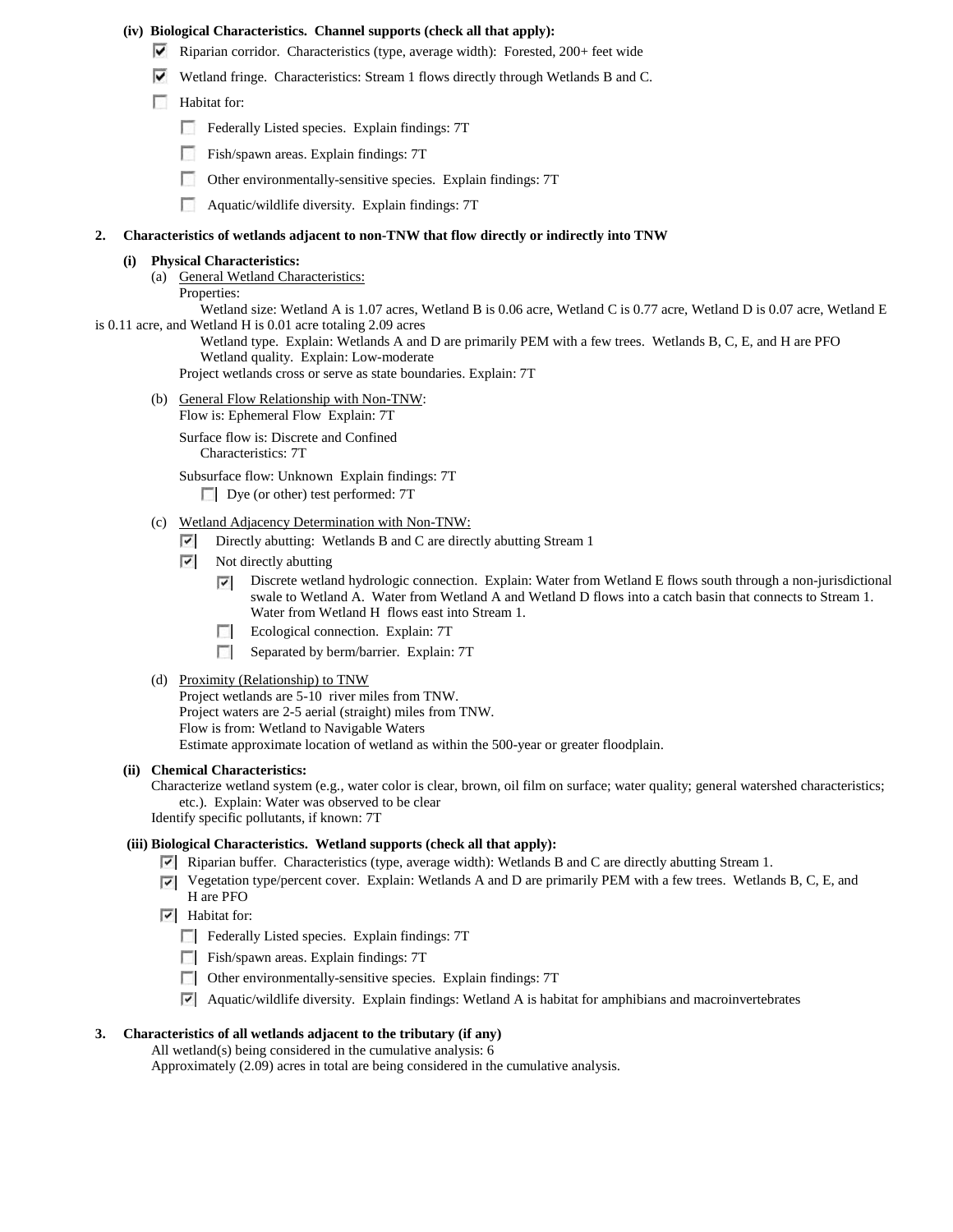**(iv) Biological Characteristics. Channel supports (check all that apply):**

- ☑ Riparian corridor. Characteristics (type, average width): Forested, 200+ feet wide
- ☑ Wetland fringe. Characteristics: Stream 1 flows directly through Wetlands B and C.
- ☐ Habitat for:
  - ☐ Federally Listed species. Explain findings: 7T
  - ☐ Fish/spawn areas. Explain findings: 7T
  - ☐ Other environmentally-sensitive species. Explain findings: 7T
  - ☐ Aquatic/wildlife diversity. Explain findings: 7T

**2. Characteristics of wetlands adjacent to non-TNW that flow directly or indirectly into TNW**

**(i) Physical Characteristics:**

(a) General Wetland Characteristics:

Properties:

Wetland size: Wetland A is 1.07 acres, Wetland B is 0.06 acre, Wetland C is 0.77 acre, Wetland D is 0.07 acre, Wetland E is 0.11 acre, and Wetland H is 0.01 acre totaling 2.09 acres

Wetland type. Explain: Wetlands A and D are primarily PEM with a few trees. Wetlands B, C, E, and H are PFO

Wetland quality. Explain: Low-moderate

Project wetlands cross or serve as state boundaries. Explain: 7T

(b) General Flow Relationship with Non-TNW:

Flow is: Ephemeral Flow Explain: 7T

Surface flow is: Discrete and Confined

Characteristics: 7T

Subsurface flow: Unknown Explain findings: 7T

- ☐ Dye (or other) test performed: 7T

(c) Wetland Adjacency Determination with Non-TNW:

- ☑ Directly abutting: Wetlands B and C are directly abutting Stream 1
- ☑ Not directly abutting
  - ☑ Discrete wetland hydrologic connection. Explain: Water from Wetland E flows south through a non-jurisdictional swale to Wetland A. Water from Wetland A and Wetland D flows into a catch basin that connects to Stream 1. Water from Wetland H flows east into Stream 1.
  - ☐ Ecological connection. Explain: 7T
  - ☐ Separated by berm/barrier. Explain: 7T

(d) Proximity (Relationship) to TNW

Project wetlands are 5-10 river miles from TNW.

Project waters are 2-5 aerial (straight) miles from TNW.

Flow is from: Wetland to Navigable Waters

Estimate approximate location of wetland as within the 500-year or greater floodplain.

**(ii) Chemical Characteristics:**

Characterize wetland system (e.g., water color is clear, brown, oil film on surface; water quality; general watershed characteristics; etc.). Explain: Water was observed to be clear

Identify specific pollutants, if known: 7T

**(iii) Biological Characteristics. Wetland supports (check all that apply):**

- ☑ Riparian buffer. Characteristics (type, average width): Wetlands B and C are directly abutting Stream 1.
- ☑ Vegetation type/percent cover. Explain: Wetlands A and D are primarily PEM with a few trees. Wetlands B, C, E, and H are PFO
- ☑ Habitat for:
  - ☐ Federally Listed species. Explain findings: 7T
  - ☐ Fish/spawn areas. Explain findings: 7T
  - ☐ Other environmentally-sensitive species. Explain findings: 7T
  - ☑ Aquatic/wildlife diversity. Explain findings: Wetland A is habitat for amphibians and macroinvertebrates

**3. Characteristics of all wetlands adjacent to the tributary (if any)**

All wetland(s) being considered in the cumulative analysis: 6

Approximately (2.09) acres in total are being considered in the cumulative analysis.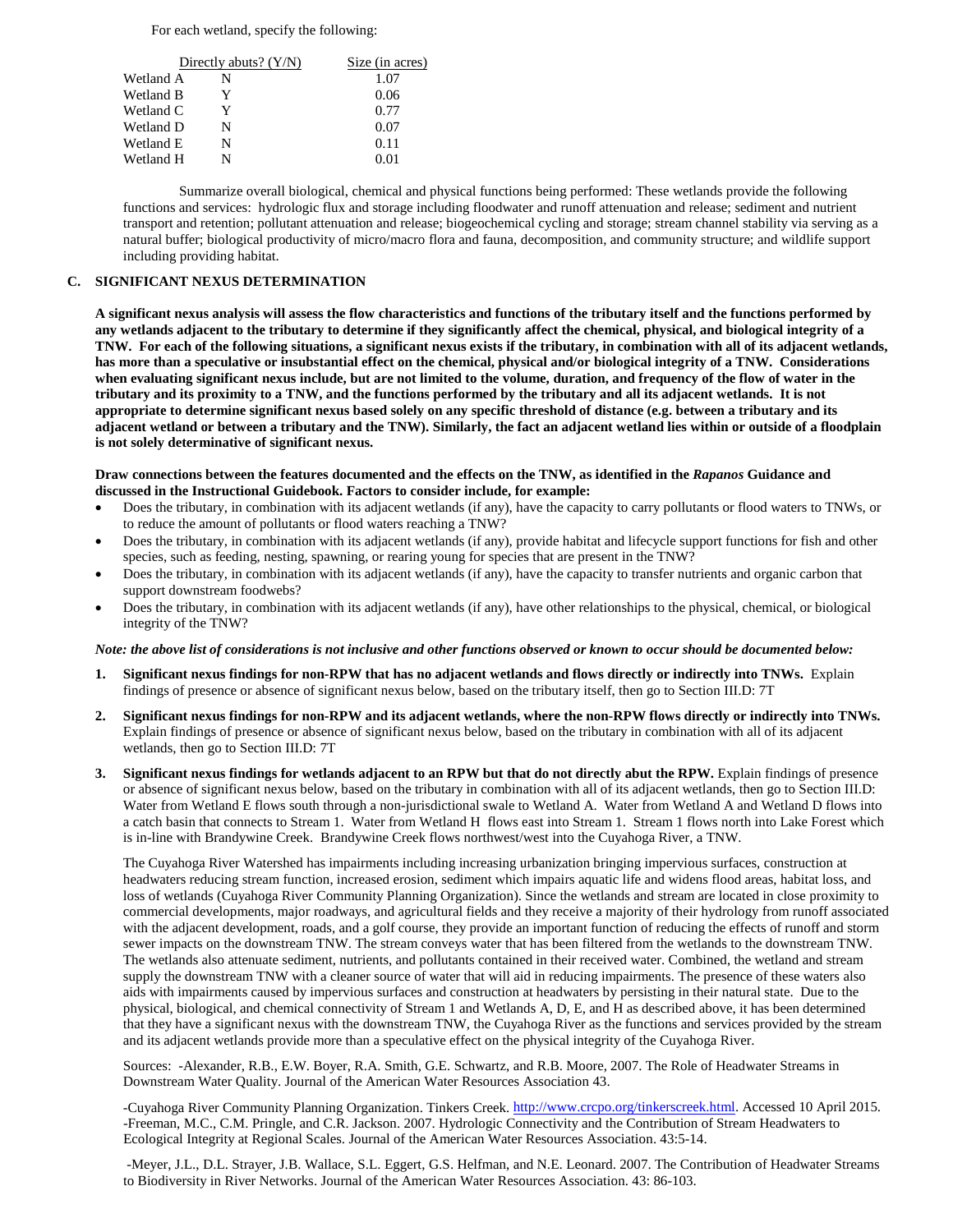For each wetland, specify the following:

| | Directly abuts? (Y/N) | Size (in acres) |
|---|---|---|
| Wetland A | N | 1.07 |
| Wetland B | Y | 0.06 |
| Wetland C | Y | 0.77 |
| Wetland D | N | 0.07 |
| Wetland E | N | 0.11 |
| Wetland H | N | 0.01 |

Summarize overall biological, chemical and physical functions being performed: These wetlands provide the following functions and services: hydrologic flux and storage including floodwater and runoff attenuation and release; sediment and nutrient transport and retention; pollutant attenuation and release; biogeochemical cycling and storage; stream channel stability via serving as a natural buffer; biological productivity of micro/macro flora and fauna, decomposition, and community structure; and wildlife support including providing habitat.

## C. SIGNIFICANT NEXUS DETERMINATION

**A significant nexus analysis will assess the flow characteristics and functions of the tributary itself and the functions performed by any wetlands adjacent to the tributary to determine if they significantly affect the chemical, physical, and biological integrity of a TNW. For each of the following situations, a significant nexus exists if the tributary, in combination with all of its adjacent wetlands, has more than a speculative or insubstantial effect on the chemical, physical and/or biological integrity of a TNW. Considerations when evaluating significant nexus include, but are not limited to the volume, duration, and frequency of the flow of water in the tributary and its proximity to a TNW, and the functions performed by the tributary and all its adjacent wetlands. It is not appropriate to determine significant nexus based solely on any specific threshold of distance (e.g. between a tributary and its adjacent wetland or between a tributary and the TNW). Similarly, the fact an adjacent wetland lies within or outside of a floodplain is not solely determinative of significant nexus.**

**Draw connections between the features documented and the effects on the TNW, as identified in the *Rapanos* Guidance and discussed in the Instructional Guidebook. Factors to consider include, for example:**

- Does the tributary, in combination with its adjacent wetlands (if any), have the capacity to carry pollutants or flood waters to TNWs, or to reduce the amount of pollutants or flood waters reaching a TNW?
- Does the tributary, in combination with its adjacent wetlands (if any), provide habitat and lifecycle support functions for fish and other species, such as feeding, nesting, spawning, or rearing young for species that are present in the TNW?
- Does the tributary, in combination with its adjacent wetlands (if any), have the capacity to transfer nutrients and organic carbon that support downstream foodwebs?
- Does the tributary, in combination with its adjacent wetlands (if any), have other relationships to the physical, chemical, or biological integrity of the TNW?

***Note: the above list of considerations is not inclusive and other functions observed or known to occur should be documented below:***

1. **Significant nexus findings for non-RPW that has no adjacent wetlands and flows directly or indirectly into TNWs.** Explain findings of presence or absence of significant nexus below, based on the tributary itself, then go to Section III.D: 7T

2. **Significant nexus findings for non-RPW and its adjacent wetlands, where the non-RPW flows directly or indirectly into TNWs.** Explain findings of presence or absence of significant nexus below, based on the tributary in combination with all of its adjacent wetlands, then go to Section III.D: 7T

3. **Significant nexus findings for wetlands adjacent to an RPW but that do not directly abut the RPW.** Explain findings of presence or absence of significant nexus below, based on the tributary in combination with all of its adjacent wetlands, then go to Section III.D: Water from Wetland E flows south through a non-jurisdictional swale to Wetland A. Water from Wetland A and Wetland D flows into a catch basin that connects to Stream 1. Water from Wetland H flows east into Stream 1. Stream 1 flows north into Lake Forest which is in-line with Brandywine Creek. Brandywine Creek flows northwest/west into the Cuyahoga River, a TNW.

   The Cuyahoga River Watershed has impairments including increasing urbanization bringing impervious surfaces, construction at headwaters reducing stream function, increased erosion, sediment which impairs aquatic life and widens flood areas, habitat loss, and loss of wetlands (Cuyahoga River Community Planning Organization). Since the wetlands and stream are located in close proximity to commercial developments, major roadways, and agricultural fields and they receive a majority of their hydrology from runoff associated with the adjacent development, roads, and a golf course, they provide an important function of reducing the effects of runoff and storm sewer impacts on the downstream TNW. The stream conveys water that has been filtered from the wetlands to the downstream TNW. The wetlands also attenuate sediment, nutrients, and pollutants contained in their received water. Combined, the wetland and stream supply the downstream TNW with a cleaner source of water that will aid in reducing impairments. The presence of these waters also aids with impairments caused by impervious surfaces and construction at headwaters by persisting in their natural state. Due to the physical, biological, and chemical connectivity of Stream 1 and Wetlands A, D, E, and H as described above, it has been determined that they have a significant nexus with the downstream TNW, the Cuyahoga River as the functions and services provided by the stream and its adjacent wetlands provide more than a speculative effect on the physical integrity of the Cuyahoga River.

   Sources: -Alexander, R.B., E.W. Boyer, R.A. Smith, G.E. Schwartz, and R.B. Moore, 2007. The Role of Headwater Streams in Downstream Water Quality. Journal of the American Water Resources Association 43.

   -Cuyahoga River Community Planning Organization. Tinkers Creek. http://www.crcpo.org/tinkerscreek.html. Accessed 10 April 2015.
   -Freeman, M.C., C.M. Pringle, and C.R. Jackson. 2007. Hydrologic Connectivity and the Contribution of Stream Headwaters to Ecological Integrity at Regional Scales. Journal of the American Water Resources Association. 43:5-14.

   -Meyer, J.L., D.L. Strayer, J.B. Wallace, S.L. Eggert, G.S. Helfman, and N.E. Leonard. 2007. The Contribution of Headwater Streams to Biodiversity in River Networks. Journal of the American Water Resources Association. 43: 86-103.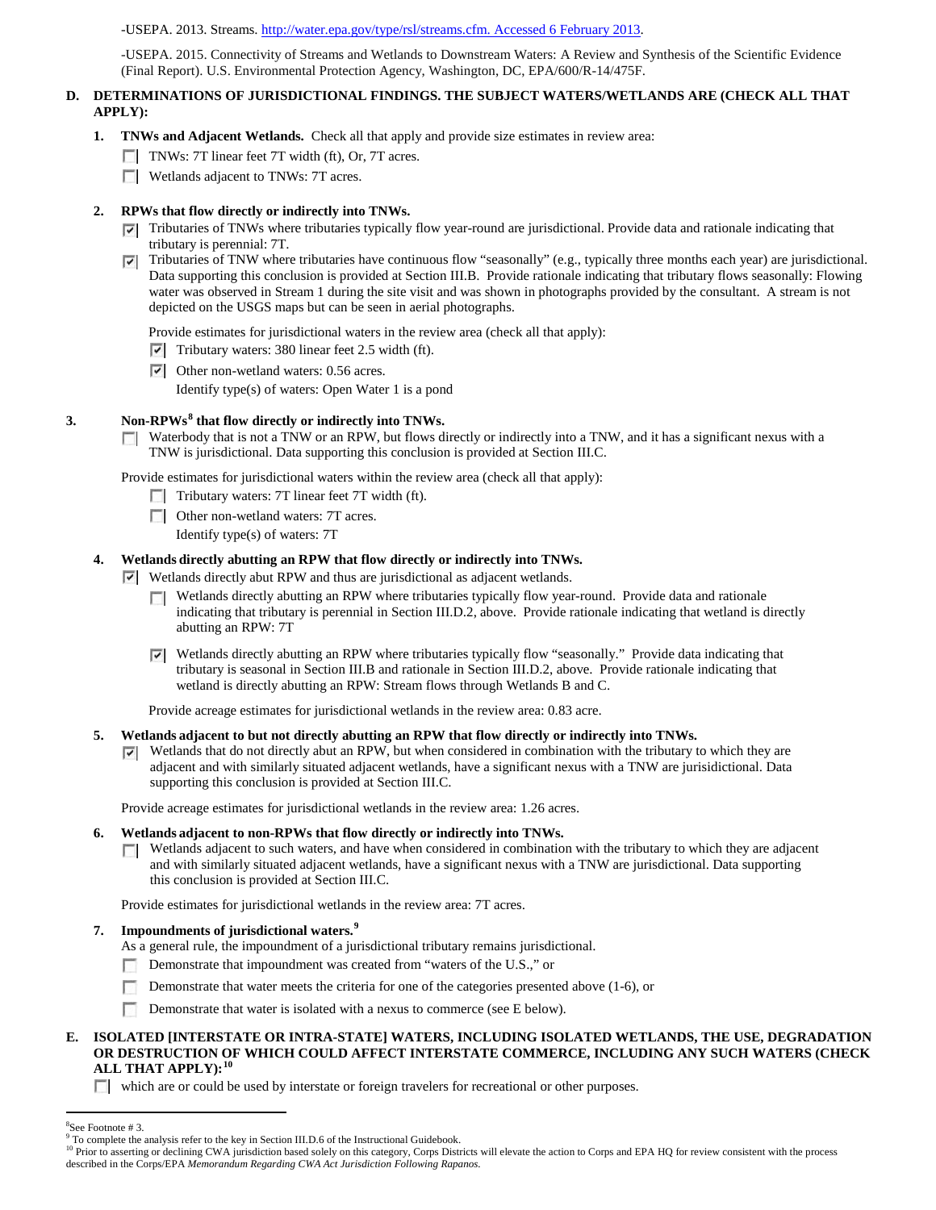-USEPA. 2013. Streams. http://water.epa.gov/type/rsl/streams.cfm. Accessed 6 February 2013.

-USEPA. 2015. Connectivity of Streams and Wetlands to Downstream Waters: A Review and Synthesis of the Scientific Evidence (Final Report). U.S. Environmental Protection Agency, Washington, DC, EPA/600/R-14/475F.

## D. DETERMINATIONS OF JURISDICTIONAL FINDINGS. THE SUBJECT WATERS/WETLANDS ARE (CHECK ALL THAT APPLY):

**1. TNWs and Adjacent Wetlands.** Check all that apply and provide size estimates in review area:

- ☐ TNWs: 7T linear feet 7T width (ft), Or, 7T acres.
- ☐ Wetlands adjacent to TNWs: 7T acres.

**2. RPWs that flow directly or indirectly into TNWs.**

- ☑ Tributaries of TNWs where tributaries typically flow year-round are jurisdictional. Provide data and rationale indicating that tributary is perennial: 7T.
- ☑ Tributaries of TNW where tributaries have continuous flow "seasonally" (e.g., typically three months each year) are jurisdictional. Data supporting this conclusion is provided at Section III.B. Provide rationale indicating that tributary flows seasonally: Flowing water was observed in Stream 1 during the site visit and was shown in photographs provided by the consultant. A stream is not depicted on the USGS maps but can be seen in aerial photographs.

Provide estimates for jurisdictional waters in the review area (check all that apply):

- ☑ Tributary waters: 380 linear feet 2.5 width (ft).
- ☑ Other non-wetland waters: 0.56 acres.
  Identify type(s) of waters: Open Water 1 is a pond

**3. Non-RPWs[8] that flow directly or indirectly into TNWs.**

- ☐ Waterbody that is not a TNW or an RPW, but flows directly or indirectly into a TNW, and it has a significant nexus with a TNW is jurisdictional. Data supporting this conclusion is provided at Section III.C.

Provide estimates for jurisdictional waters within the review area (check all that apply):

- ☐ Tributary waters: 7T linear feet 7T width (ft).
- ☐ Other non-wetland waters: 7T acres.
  Identify type(s) of waters: 7T

**4. Wetlands directly abutting an RPW that flow directly or indirectly into TNWs.**

- ☑ Wetlands directly abut RPW and thus are jurisdictional as adjacent wetlands.
  - ☐ Wetlands directly abutting an RPW where tributaries typically flow year-round. Provide data and rationale indicating that tributary is perennial in Section III.D.2, above. Provide rationale indicating that wetland is directly abutting an RPW: 7T
  - ☑ Wetlands directly abutting an RPW where tributaries typically flow "seasonally." Provide data indicating that tributary is seasonal in Section III.B and rationale in Section III.D.2, above. Provide rationale indicating that wetland is directly abutting an RPW: Stream flows through Wetlands B and C.

Provide acreage estimates for jurisdictional wetlands in the review area: 0.83 acre.

**5. Wetlands adjacent to but not directly abutting an RPW that flow directly or indirectly into TNWs.**

- ☑ Wetlands that do not directly abut an RPW, but when considered in combination with the tributary to which they are adjacent and with similarly situated adjacent wetlands, have a significant nexus with a TNW are jurisidictional. Data supporting this conclusion is provided at Section III.C.

Provide acreage estimates for jurisdictional wetlands in the review area: 1.26 acres.

**6. Wetlands adjacent to non-RPWs that flow directly or indirectly into TNWs.**

- ☐ Wetlands adjacent to such waters, and have when considered in combination with the tributary to which they are adjacent and with similarly situated adjacent wetlands, have a significant nexus with a TNW are jurisdictional. Data supporting this conclusion is provided at Section III.C.

Provide estimates for jurisdictional wetlands in the review area: 7T acres.

**7. Impoundments of jurisdictional waters.[9]**

As a general rule, the impoundment of a jurisdictional tributary remains jurisdictional.

- ☐ Demonstrate that impoundment was created from "waters of the U.S.," or
- ☐ Demonstrate that water meets the criteria for one of the categories presented above (1-6), or
- ☐ Demonstrate that water is isolated with a nexus to commerce (see E below).

## E. ISOLATED [INTERSTATE OR INTRA-STATE] WATERS, INCLUDING ISOLATED WETLANDS, THE USE, DEGRADATION OR DESTRUCTION OF WHICH COULD AFFECT INTERSTATE COMMERCE, INCLUDING ANY SUCH WATERS (CHECK ALL THAT APPLY):[10]

- ☐ which are or could be used by interstate or foreign travelers for recreational or other purposes.

---

[8]See Footnote # 3.

[9] To complete the analysis refer to the key in Section III.D.6 of the Instructional Guidebook.

[10] Prior to asserting or declining CWA jurisdiction based solely on this category, Corps Districts will elevate the action to Corps and EPA HQ for review consistent with the process described in the Corps/EPA *Memorandum Regarding CWA Act Jurisdiction Following Rapanos.*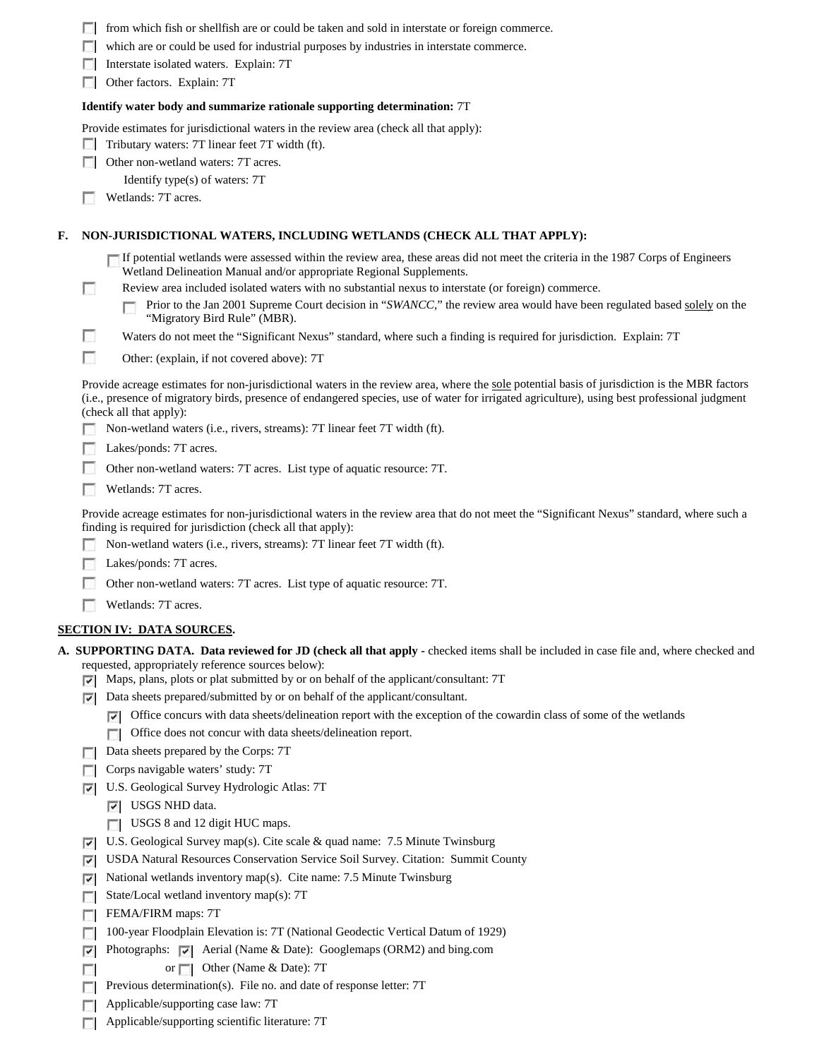- ☐ from which fish or shellfish are or could be taken and sold in interstate or foreign commerce.
- ☐ which are or could be used for industrial purposes by industries in interstate commerce.
- ☐ Interstate isolated waters. Explain: 7T
- ☐ Other factors. Explain: 7T

**Identify water body and summarize rationale supporting determination:** 7T

Provide estimates for jurisdictional waters in the review area (check all that apply):

- ☐ Tributary waters: 7T linear feet 7T width (ft).
- ☐ Other non-wetland waters: 7T acres.
  - Identify type(s) of waters: 7T
- ☐ Wetlands: 7T acres.

## F. NON-JURISDICTIONAL WATERS, INCLUDING WETLANDS (CHECK ALL THAT APPLY):

- ☐ If potential wetlands were assessed within the review area, these areas did not meet the criteria in the 1987 Corps of Engineers Wetland Delineation Manual and/or appropriate Regional Supplements.
- ☐ Review area included isolated waters with no substantial nexus to interstate (or foreign) commerce.
  - ☐ Prior to the Jan 2001 Supreme Court decision in "*SWANCC*," the review area would have been regulated based solely on the "Migratory Bird Rule" (MBR).
- ☐ Waters do not meet the "Significant Nexus" standard, where such a finding is required for jurisdiction. Explain: 7T
- ☐ Other: (explain, if not covered above): 7T

Provide acreage estimates for non-jurisdictional waters in the review area, where the sole potential basis of jurisdiction is the MBR factors (i.e., presence of migratory birds, presence of endangered species, use of water for irrigated agriculture), using best professional judgment (check all that apply):

- ☐ Non-wetland waters (i.e., rivers, streams): 7T linear feet 7T width (ft).
- ☐ Lakes/ponds: 7T acres.
- ☐ Other non-wetland waters: 7T acres. List type of aquatic resource: 7T.
- ☐ Wetlands: 7T acres.

Provide acreage estimates for non-jurisdictional waters in the review area that do not meet the "Significant Nexus" standard, where such a finding is required for jurisdiction (check all that apply):

- ☐ Non-wetland waters (i.e., rivers, streams): 7T linear feet 7T width (ft).
- ☐ Lakes/ponds: 7T acres.
- ☐ Other non-wetland waters: 7T acres. List type of aquatic resource: 7T.
- ☐ Wetlands: 7T acres.

## SECTION IV: DATA SOURCES.

**A. SUPPORTING DATA. Data reviewed for JD (check all that apply** - checked items shall be included in case file and, where checked and requested, appropriately reference sources below):

- ☑ Maps, plans, plots or plat submitted by or on behalf of the applicant/consultant: 7T
- ☑ Data sheets prepared/submitted by or on behalf of the applicant/consultant.
  - ☑ Office concurs with data sheets/delineation report with the exception of the cowardin class of some of the wetlands
  - ☐ Office does not concur with data sheets/delineation report.
- ☐ Data sheets prepared by the Corps: 7T
- ☐ Corps navigable waters' study: 7T
- ☑ U.S. Geological Survey Hydrologic Atlas: 7T
  - ☑ USGS NHD data.
  - ☐ USGS 8 and 12 digit HUC maps.
- ☑ U.S. Geological Survey map(s). Cite scale & quad name: 7.5 Minute Twinsburg
- ☑ USDA Natural Resources Conservation Service Soil Survey. Citation: Summit County
- ☑ National wetlands inventory map(s). Cite name: 7.5 Minute Twinsburg
- ☐ State/Local wetland inventory map(s): 7T
- ☐ FEMA/FIRM maps: 7T
- ☐ 100-year Floodplain Elevation is: 7T (National Geodectic Vertical Datum of 1929)
- ☑ Photographs: ☑ Aerial (Name & Date): Googlemaps (ORM2) and bing.com
- ☐ or ☐ Other (Name & Date): 7T
- ☐ Previous determination(s). File no. and date of response letter: 7T
- ☐ Applicable/supporting case law: 7T
- ☐ Applicable/supporting scientific literature: 7T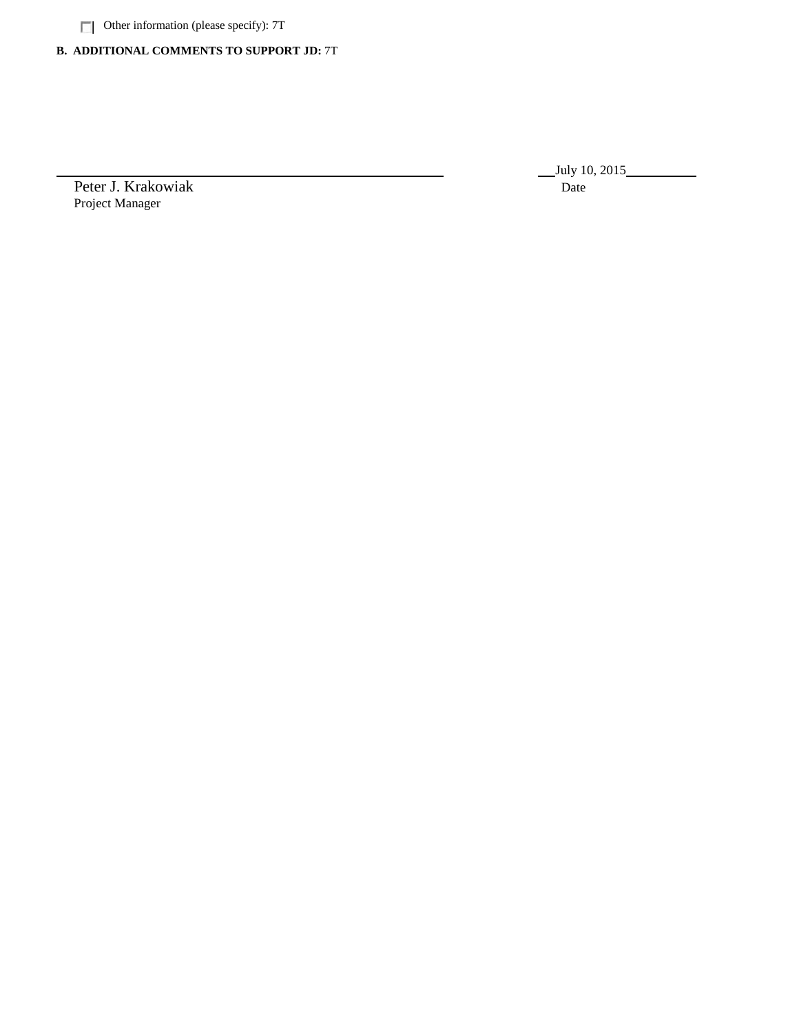☐ Other information (please specify): 7T

**B. ADDITIONAL COMMENTS TO SUPPORT JD:** 7T

Peter J. Krakowiak
Project Manager

July 10, 2015
Date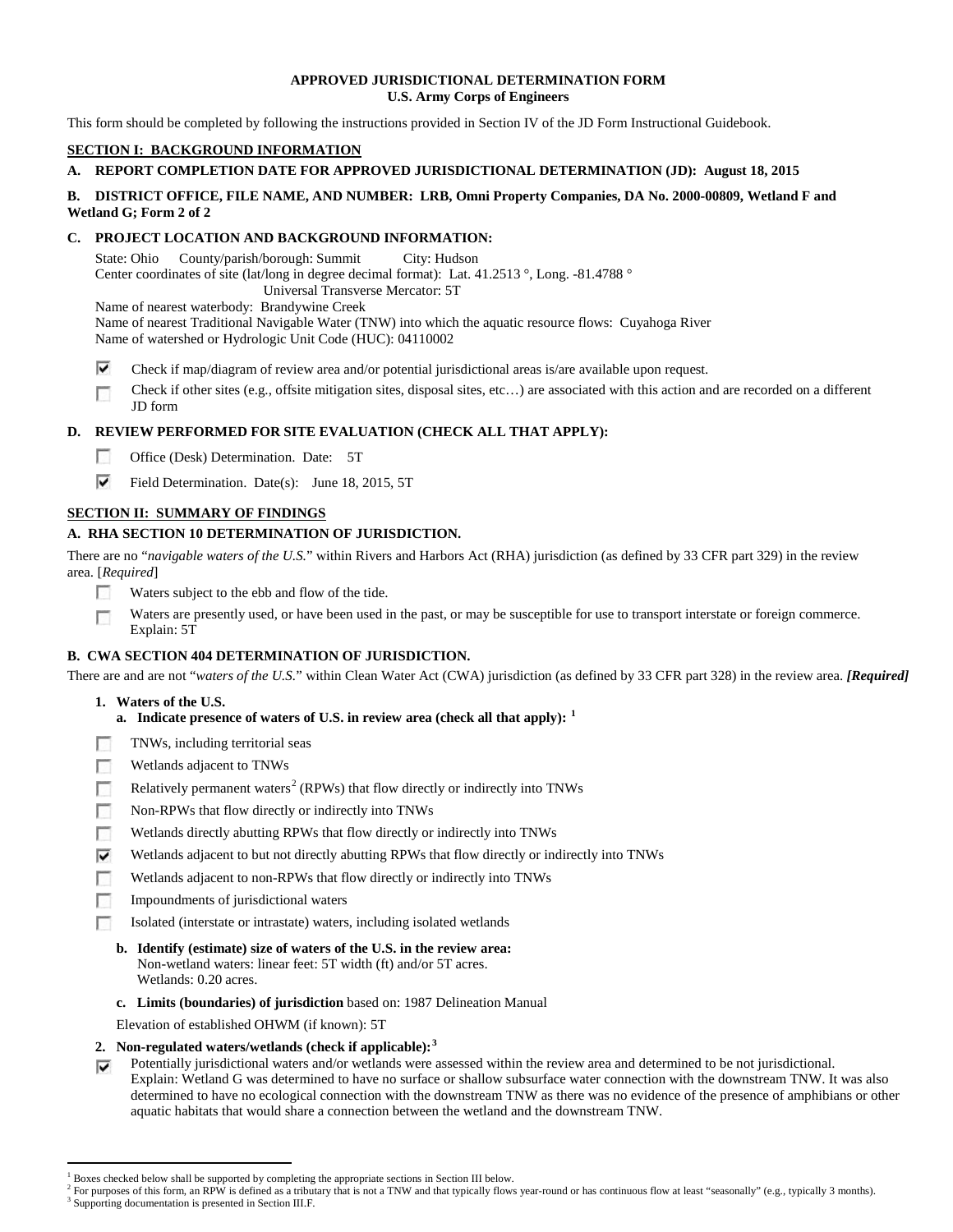**APPROVED JURISDICTIONAL DETERMINATION FORM**
**U.S. Army Corps of Engineers**

This form should be completed by following the instructions provided in Section IV of the JD Form Instructional Guidebook.

## SECTION I: BACKGROUND INFORMATION

**A. REPORT COMPLETION DATE FOR APPROVED JURISDICTIONAL DETERMINATION (JD): August 18, 2015**

**B. DISTRICT OFFICE, FILE NAME, AND NUMBER: LRB, Omni Property Companies, DA No. 2000-00809, Wetland F and Wetland G; Form 2 of 2**

**C. PROJECT LOCATION AND BACKGROUND INFORMATION:**

State: Ohio County/parish/borough: Summit City: Hudson
Center coordinates of site (lat/long in degree decimal format): Lat. 41.2513 °, Long. -81.4788 °
Universal Transverse Mercator: 5T
Name of nearest waterbody: Brandywine Creek
Name of nearest Traditional Navigable Water (TNW) into which the aquatic resource flows: Cuyahoga River
Name of watershed or Hydrologic Unit Code (HUC): 04110002

- ☑ Check if map/diagram of review area and/or potential jurisdictional areas is/are available upon request.
- ☐ Check if other sites (e.g., offsite mitigation sites, disposal sites, etc…) are associated with this action and are recorded on a different JD form

**D. REVIEW PERFORMED FOR SITE EVALUATION (CHECK ALL THAT APPLY):**

- ☐ Office (Desk) Determination. Date: 5T
- ☑ Field Determination. Date(s): June 18, 2015, 5T

## SECTION II: SUMMARY OF FINDINGS

**A. RHA SECTION 10 DETERMINATION OF JURISDICTION.**

There are no "*navigable waters of the U.S.*" within Rivers and Harbors Act (RHA) jurisdiction (as defined by 33 CFR part 329) in the review area. [*Required*]

- ☐ Waters subject to the ebb and flow of the tide.
- ☐ Waters are presently used, or have been used in the past, or may be susceptible for use to transport interstate or foreign commerce. Explain: 5T

**B. CWA SECTION 404 DETERMINATION OF JURISDICTION.**

There are and are not "*waters of the U.S.*" within Clean Water Act (CWA) jurisdiction (as defined by 33 CFR part 328) in the review area. ***[Required]***

**1. Waters of the U.S.**

**a. Indicate presence of waters of U.S. in review area (check all that apply):** [1]

- ☐ TNWs, including territorial seas
- ☐ Wetlands adjacent to TNWs
- ☐ Relatively permanent waters[2] (RPWs) that flow directly or indirectly into TNWs
- ☐ Non-RPWs that flow directly or indirectly into TNWs
- ☐ Wetlands directly abutting RPWs that flow directly or indirectly into TNWs
- ☑ Wetlands adjacent to but not directly abutting RPWs that flow directly or indirectly into TNWs
- ☐ Wetlands adjacent to non-RPWs that flow directly or indirectly into TNWs
- ☐ Impoundments of jurisdictional waters
- ☐ Isolated (interstate or intrastate) waters, including isolated wetlands

**b. Identify (estimate) size of waters of the U.S. in the review area:**
Non-wetland waters: linear feet: 5T width (ft) and/or 5T acres.
Wetlands: 0.20 acres.

**c. Limits (boundaries) of jurisdiction** based on: 1987 Delineation Manual

Elevation of established OHWM (if known): 5T

**2. Non-regulated waters/wetlands (check if applicable):**[3]

- ☑ Potentially jurisdictional waters and/or wetlands were assessed within the review area and determined to be not jurisdictional. Explain: Wetland G was determined to have no surface or shallow subsurface water connection with the downstream TNW. It was also determined to have no ecological connection with the downstream TNW as there was no evidence of the presence of amphibians or other aquatic habitats that would share a connection between the wetland and the downstream TNW.

---

[1] Boxes checked below shall be supported by completing the appropriate sections in Section III below.
[2] For purposes of this form, an RPW is defined as a tributary that is not a TNW and that typically flows year-round or has continuous flow at least "seasonally" (e.g., typically 3 months).
[3] Supporting documentation is presented in Section III.F.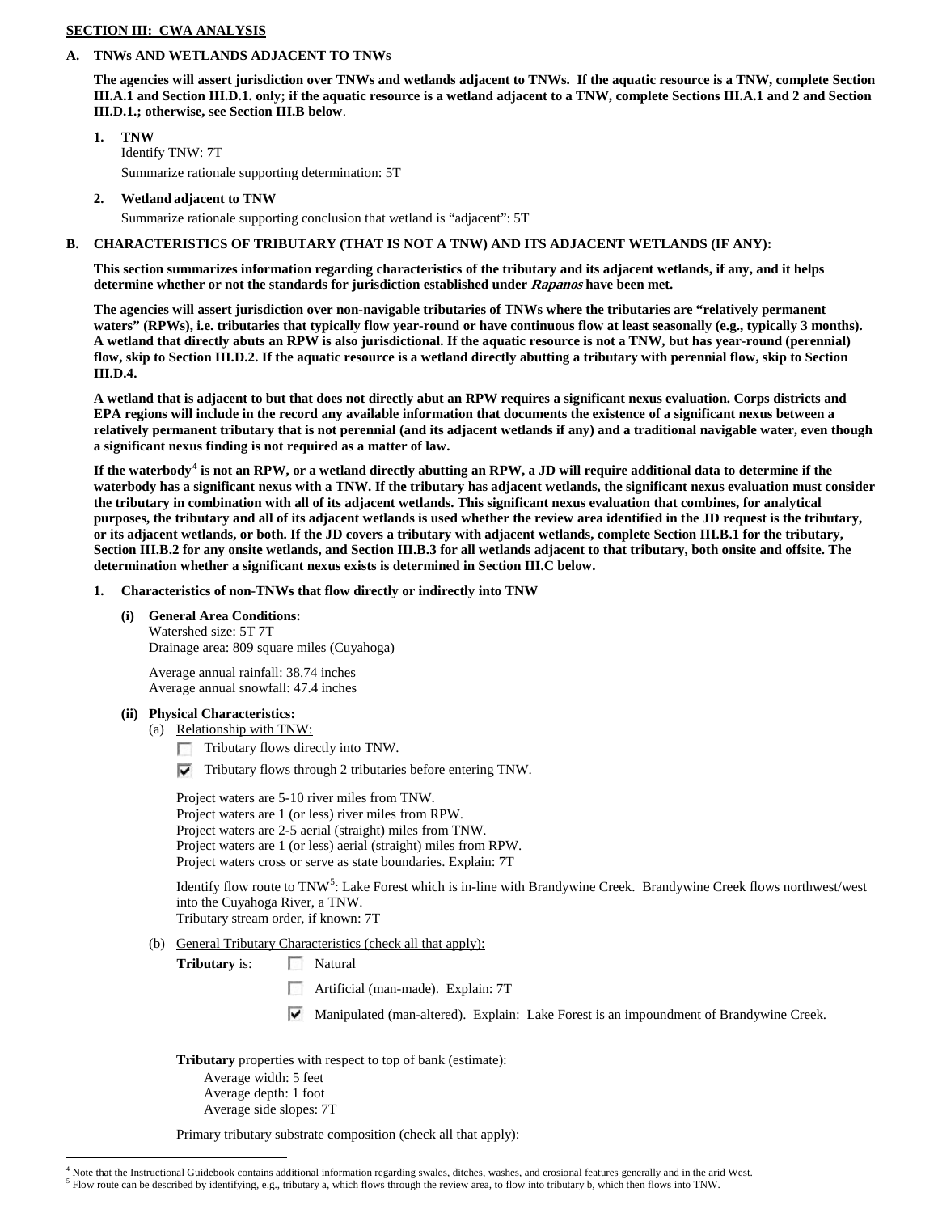**SECTION III: CWA ANALYSIS**

**A. TNWs AND WETLANDS ADJACENT TO TNWs**

**The agencies will assert jurisdiction over TNWs and wetlands adjacent to TNWs. If the aquatic resource is a TNW, complete Section III.A.1 and Section III.D.1. only; if the aquatic resource is a wetland adjacent to a TNW, complete Sections III.A.1 and 2 and Section III.D.1.; otherwise, see Section III.B below**.

1. **TNW**
   Identify TNW: 7T
   Summarize rationale supporting determination: 5T

2. **Wetland adjacent to TNW**
   Summarize rationale supporting conclusion that wetland is "adjacent": 5T

**B. CHARACTERISTICS OF TRIBUTARY (THAT IS NOT A TNW) AND ITS ADJACENT WETLANDS (IF ANY):**

**This section summarizes information regarding characteristics of the tributary and its adjacent wetlands, if any, and it helps determine whether or not the standards for jurisdiction established under *Rapanos* have been met.**

**The agencies will assert jurisdiction over non-navigable tributaries of TNWs where the tributaries are "relatively permanent waters" (RPWs), i.e. tributaries that typically flow year-round or have continuous flow at least seasonally (e.g., typically 3 months). A wetland that directly abuts an RPW is also jurisdictional. If the aquatic resource is not a TNW, but has year-round (perennial) flow, skip to Section III.D.2. If the aquatic resource is a wetland directly abutting a tributary with perennial flow, skip to Section III.D.4.**

**A wetland that is adjacent to but that does not directly abut an RPW requires a significant nexus evaluation. Corps districts and EPA regions will include in the record any available information that documents the existence of a significant nexus between a relatively permanent tributary that is not perennial (and its adjacent wetlands if any) and a traditional navigable water, even though a significant nexus finding is not required as a matter of law.**

**If the waterbody[4] is not an RPW, or a wetland directly abutting an RPW, a JD will require additional data to determine if the waterbody has a significant nexus with a TNW. If the tributary has adjacent wetlands, the significant nexus evaluation must consider the tributary in combination with all of its adjacent wetlands. This significant nexus evaluation that combines, for analytical purposes, the tributary and all of its adjacent wetlands is used whether the review area identified in the JD request is the tributary, or its adjacent wetlands, or both. If the JD covers a tributary with adjacent wetlands, complete Section III.B.1 for the tributary, Section III.B.2 for any onsite wetlands, and Section III.B.3 for all wetlands adjacent to that tributary, both onsite and offsite. The determination whether a significant nexus exists is determined in Section III.C below.**

1. **Characteristics of non-TNWs that flow directly or indirectly into TNW**

   **(i) General Area Conditions:**
   Watershed size: 5T 7T
   Drainage area: 809 square miles (Cuyahoga)

   Average annual rainfall: 38.74 inches
   Average annual snowfall: 47.4 inches

   **(ii) Physical Characteristics:**
   (a) Relationship with TNW:
   - ☐ Tributary flows directly into TNW.
   - ☑ Tributary flows through 2 tributaries before entering TNW.

   Project waters are 5-10 river miles from TNW.
   Project waters are 1 (or less) river miles from RPW.
   Project waters are 2-5 aerial (straight) miles from TNW.
   Project waters are 1 (or less) aerial (straight) miles from RPW.
   Project waters cross or serve as state boundaries. Explain: 7T

   Identify flow route to TNW[5]: Lake Forest which is in-line with Brandywine Creek. Brandywine Creek flows northwest/west into the Cuyahoga River, a TNW.
   Tributary stream order, if known: 7T

   (b) General Tributary Characteristics (check all that apply):
   **Tributary** is:
   - ☐ Natural
   - ☐ Artificial (man-made). Explain: 7T
   - ☑ Manipulated (man-altered). Explain: Lake Forest is an impoundment of Brandywine Creek.

   **Tributary** properties with respect to top of bank (estimate):
   Average width: 5 feet
   Average depth: 1 foot
   Average side slopes: 7T

   Primary tributary substrate composition (check all that apply):

---

[4] Note that the Instructional Guidebook contains additional information regarding swales, ditches, washes, and erosional features generally and in the arid West.
[5] Flow route can be described by identifying, e.g., tributary a, which flows through the review area, to flow into tributary b, which then flows into TNW.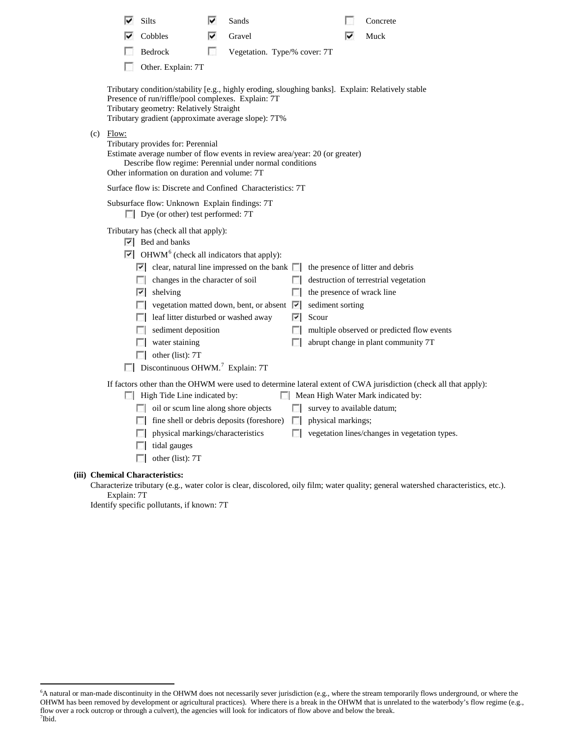- [x] Silts
- [x] Sands
- [ ] Concrete
- [x] Cobbles
- [x] Gravel
- [x] Muck
- [ ] Bedrock
- [ ] Vegetation. Type/% cover: 7T
- [ ] Other. Explain: 7T

Tributary condition/stability [e.g., highly eroding, sloughing banks]. Explain: Relatively stable
Presence of run/riffle/pool complexes. Explain: 7T
Tributary geometry: Relatively Straight
Tributary gradient (approximate average slope): 7T%

(c) Flow:

Tributary provides for: Perennial
Estimate average number of flow events in review area/year: 20 (or greater)
Describe flow regime: Perennial under normal conditions
Other information on duration and volume: 7T

Surface flow is: Discrete and Confined Characteristics: 7T

Subsurface flow: Unknown Explain findings: 7T
- [ ] Dye (or other) test performed: 7T

Tributary has (check all that apply):
- [x] Bed and banks
- [x] OHWM[6] (check all indicators that apply):
  - [x] clear, natural line impressed on the bank
  - [ ] the presence of litter and debris
  - [ ] changes in the character of soil
  - [ ] destruction of terrestrial vegetation
  - [x] shelving
  - [ ] the presence of wrack line
  - [ ] vegetation matted down, bent, or absent
  - [x] sediment sorting
  - [ ] leaf litter disturbed or washed away
  - [x] Scour
  - [ ] sediment deposition
  - [ ] multiple observed or predicted flow events
  - [ ] water staining
  - [ ] abrupt change in plant community 7T
  - [ ] other (list): 7T
- [ ] Discontinuous OHWM.[7] Explain: 7T

If factors other than the OHWM were used to determine lateral extent of CWA jurisdiction (check all that apply):
- [ ] High Tide Line indicated by:
  - [ ] oil or scum line along shore objects
  - [ ] fine shell or debris deposits (foreshore)
  - [ ] physical markings/characteristics
  - [ ] tidal gauges
  - [ ] other (list): 7T
- [ ] Mean High Water Mark indicated by:
  - [ ] survey to available datum;
  - [ ] physical markings;
  - [ ] vegetation lines/changes in vegetation types.

**(iii) Chemical Characteristics:**

Characterize tributary (e.g., water color is clear, discolored, oily film; water quality; general watershed characteristics, etc.).
Explain: 7T
Identify specific pollutants, if known: 7T

---

[6]A natural or man-made discontinuity in the OHWM does not necessarily sever jurisdiction (e.g., where the stream temporarily flows underground, or where the OHWM has been removed by development or agricultural practices). Where there is a break in the OHWM that is unrelated to the waterbody's flow regime (e.g., flow over a rock outcrop or through a culvert), the agencies will look for indicators of flow above and below the break.
[7]Ibid.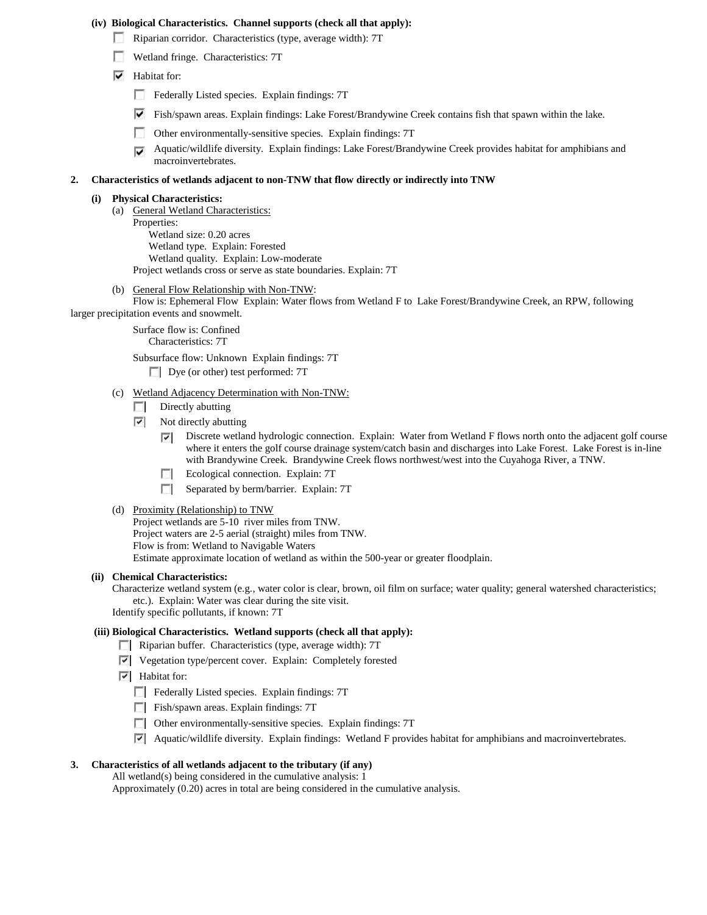**(iv) Biological Characteristics. Channel supports (check all that apply):**

- ☐ Riparian corridor. Characteristics (type, average width): 7T
- ☐ Wetland fringe. Characteristics: 7T
- ☑ Habitat for:
  - ☐ Federally Listed species. Explain findings: 7T
  - ☑ Fish/spawn areas. Explain findings: Lake Forest/Brandywine Creek contains fish that spawn within the lake.
  - ☐ Other environmentally-sensitive species. Explain findings: 7T
  - ☑ Aquatic/wildlife diversity. Explain findings: Lake Forest/Brandywine Creek provides habitat for amphibians and macroinvertebrates.

**2. Characteristics of wetlands adjacent to non-TNW that flow directly or indirectly into TNW**

**(i) Physical Characteristics:**

(a) General Wetland Characteristics:

Properties:

Wetland size: 0.20 acres

Wetland type. Explain: Forested

Wetland quality. Explain: Low-moderate

Project wetlands cross or serve as state boundaries. Explain: 7T

(b) General Flow Relationship with Non-TNW:

Flow is: Ephemeral Flow Explain: Water flows from Wetland F to Lake Forest/Brandywine Creek, an RPW, following larger precipitation events and snowmelt.

Surface flow is: Confined

Characteristics: 7T

Subsurface flow: Unknown Explain findings: 7T

- ☐ Dye (or other) test performed: 7T

(c) Wetland Adjacency Determination with Non-TNW:

- ☐ Directly abutting
- ☑ Not directly abutting
  - ☑ Discrete wetland hydrologic connection. Explain: Water from Wetland F flows north onto the adjacent golf course where it enters the golf course drainage system/catch basin and discharges into Lake Forest. Lake Forest is in-line with Brandywine Creek. Brandywine Creek flows northwest/west into the Cuyahoga River, a TNW.
  - ☐ Ecological connection. Explain: 7T
  - ☐ Separated by berm/barrier. Explain: 7T

(d) Proximity (Relationship) to TNW

Project wetlands are 5-10 river miles from TNW.

Project waters are 2-5 aerial (straight) miles from TNW.

Flow is from: Wetland to Navigable Waters

Estimate approximate location of wetland as within the 500-year or greater floodplain.

**(ii) Chemical Characteristics:**

Characterize wetland system (e.g., water color is clear, brown, oil film on surface; water quality; general watershed characteristics; etc.). Explain: Water was clear during the site visit.

Identify specific pollutants, if known: 7T

**(iii) Biological Characteristics. Wetland supports (check all that apply):**

- ☐ Riparian buffer. Characteristics (type, average width): 7T
- ☑ Vegetation type/percent cover. Explain: Completely forested
- ☑ Habitat for:
  - ☐ Federally Listed species. Explain findings: 7T
  - ☐ Fish/spawn areas. Explain findings: 7T
  - ☐ Other environmentally-sensitive species. Explain findings: 7T
  - ☑ Aquatic/wildlife diversity. Explain findings: Wetland F provides habitat for amphibians and macroinvertebrates.

**3. Characteristics of all wetlands adjacent to the tributary (if any)**

All wetland(s) being considered in the cumulative analysis: 1

Approximately (0.20) acres in total are being considered in the cumulative analysis.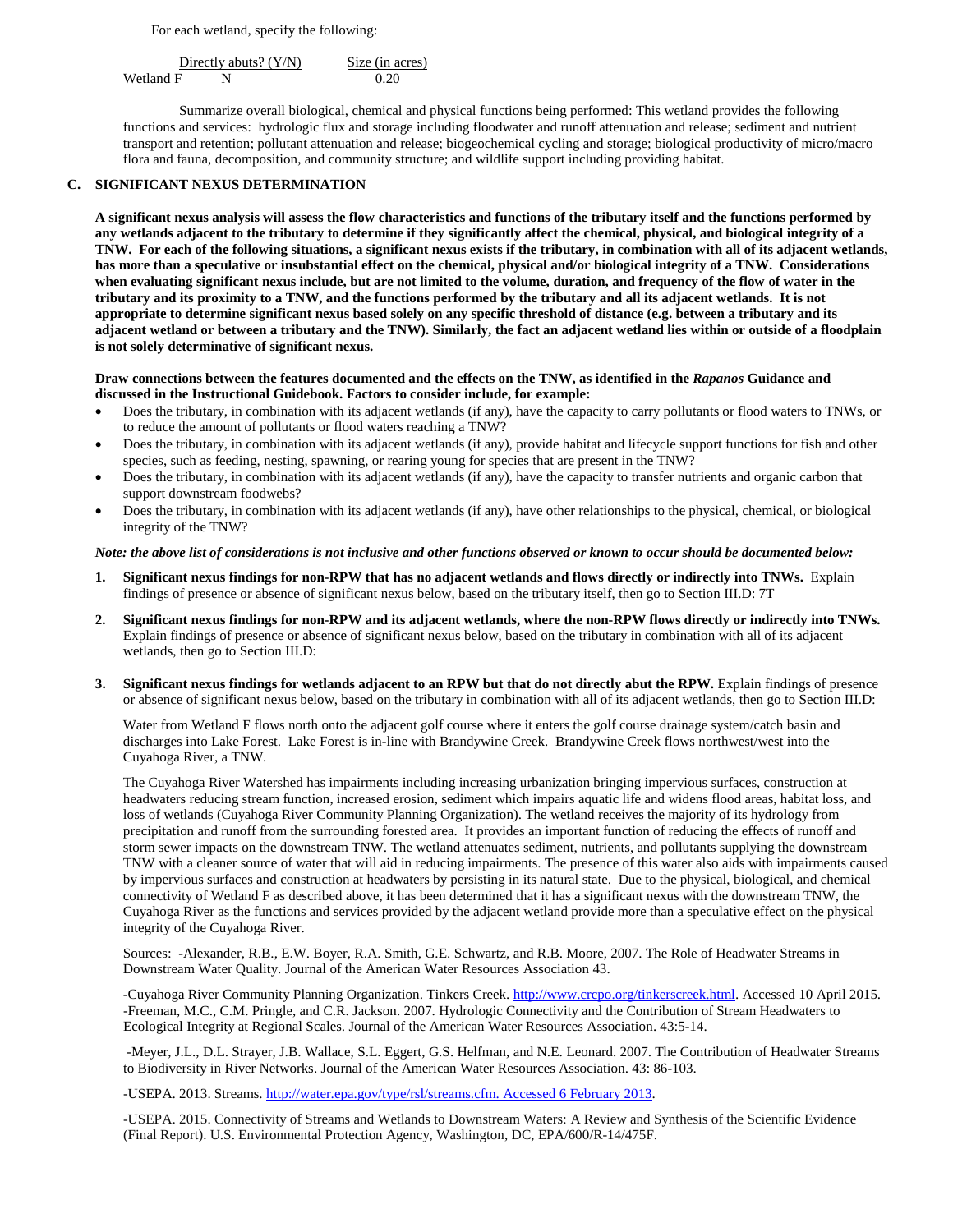For each wetland, specify the following:

| | Directly abuts? (Y/N) | Size (in acres) |
|---|---|---|
| Wetland F | N | 0.20 |

Summarize overall biological, chemical and physical functions being performed: This wetland provides the following functions and services: hydrologic flux and storage including floodwater and runoff attenuation and release; sediment and nutrient transport and retention; pollutant attenuation and release; biogeochemical cycling and storage; biological productivity of micro/macro flora and fauna, decomposition, and community structure; and wildlife support including providing habitat.

## C. SIGNIFICANT NEXUS DETERMINATION

**A significant nexus analysis will assess the flow characteristics and functions of the tributary itself and the functions performed by any wetlands adjacent to the tributary to determine if they significantly affect the chemical, physical, and biological integrity of a TNW. For each of the following situations, a significant nexus exists if the tributary, in combination with all of its adjacent wetlands, has more than a speculative or insubstantial effect on the chemical, physical and/or biological integrity of a TNW. Considerations when evaluating significant nexus include, but are not limited to the volume, duration, and frequency of the flow of water in the tributary and its proximity to a TNW, and the functions performed by the tributary and all its adjacent wetlands. It is not appropriate to determine significant nexus based solely on any specific threshold of distance (e.g. between a tributary and its adjacent wetland or between a tributary and the TNW). Similarly, the fact an adjacent wetland lies within or outside of a floodplain is not solely determinative of significant nexus.**

**Draw connections between the features documented and the effects on the TNW, as identified in the *Rapanos* Guidance and discussed in the Instructional Guidebook. Factors to consider include, for example:**

- Does the tributary, in combination with its adjacent wetlands (if any), have the capacity to carry pollutants or flood waters to TNWs, or to reduce the amount of pollutants or flood waters reaching a TNW?
- Does the tributary, in combination with its adjacent wetlands (if any), provide habitat and lifecycle support functions for fish and other species, such as feeding, nesting, spawning, or rearing young for species that are present in the TNW?
- Does the tributary, in combination with its adjacent wetlands (if any), have the capacity to transfer nutrients and organic carbon that support downstream foodwebs?
- Does the tributary, in combination with its adjacent wetlands (if any), have other relationships to the physical, chemical, or biological integrity of the TNW?

*Note: the above list of considerations is not inclusive and other functions observed or known to occur should be documented below:*

1. **Significant nexus findings for non-RPW that has no adjacent wetlands and flows directly or indirectly into TNWs.** Explain findings of presence or absence of significant nexus below, based on the tributary itself, then go to Section III.D: 7T

2. **Significant nexus findings for non-RPW and its adjacent wetlands, where the non-RPW flows directly or indirectly into TNWs.** Explain findings of presence or absence of significant nexus below, based on the tributary in combination with all of its adjacent wetlands, then go to Section III.D:

3. **Significant nexus findings for wetlands adjacent to an RPW but that do not directly abut the RPW.** Explain findings of presence or absence of significant nexus below, based on the tributary in combination with all of its adjacent wetlands, then go to Section III.D:

   Water from Wetland F flows north onto the adjacent golf course where it enters the golf course drainage system/catch basin and discharges into Lake Forest. Lake Forest is in-line with Brandywine Creek. Brandywine Creek flows northwest/west into the Cuyahoga River, a TNW.

   The Cuyahoga River Watershed has impairments including increasing urbanization bringing impervious surfaces, construction at headwaters reducing stream function, increased erosion, sediment which impairs aquatic life and widens flood areas, habitat loss, and loss of wetlands (Cuyahoga River Community Planning Organization). The wetland receives the majority of its hydrology from precipitation and runoff from the surrounding forested area. It provides an important function of reducing the effects of runoff and storm sewer impacts on the downstream TNW. The wetland attenuates sediment, nutrients, and pollutants supplying the downstream TNW with a cleaner source of water that will aid in reducing impairments. The presence of this water also aids with impairments caused by impervious surfaces and construction at headwaters by persisting in its natural state. Due to the physical, biological, and chemical connectivity of Wetland F as described above, it has been determined that it has a significant nexus with the downstream TNW, the Cuyahoga River as the functions and services provided by the adjacent wetland provide more than a speculative effect on the physical integrity of the Cuyahoga River.

   Sources: -Alexander, R.B., E.W. Boyer, R.A. Smith, G.E. Schwartz, and R.B. Moore, 2007. The Role of Headwater Streams in Downstream Water Quality. Journal of the American Water Resources Association 43.

   -Cuyahoga River Community Planning Organization. Tinkers Creek. http://www.crcpo.org/tinkerscreek.html. Accessed 10 April 2015.
   -Freeman, M.C., C.M. Pringle, and C.R. Jackson. 2007. Hydrologic Connectivity and the Contribution of Stream Headwaters to Ecological Integrity at Regional Scales. Journal of the American Water Resources Association. 43:5-14.

   -Meyer, J.L., D.L. Strayer, J.B. Wallace, S.L. Eggert, G.S. Helfman, and N.E. Leonard. 2007. The Contribution of Headwater Streams to Biodiversity in River Networks. Journal of the American Water Resources Association. 43: 86-103.

   -USEPA. 2013. Streams. http://water.epa.gov/type/rsl/streams.cfm. Accessed 6 February 2013.

   -USEPA. 2015. Connectivity of Streams and Wetlands to Downstream Waters: A Review and Synthesis of the Scientific Evidence (Final Report). U.S. Environmental Protection Agency, Washington, DC, EPA/600/R-14/475F.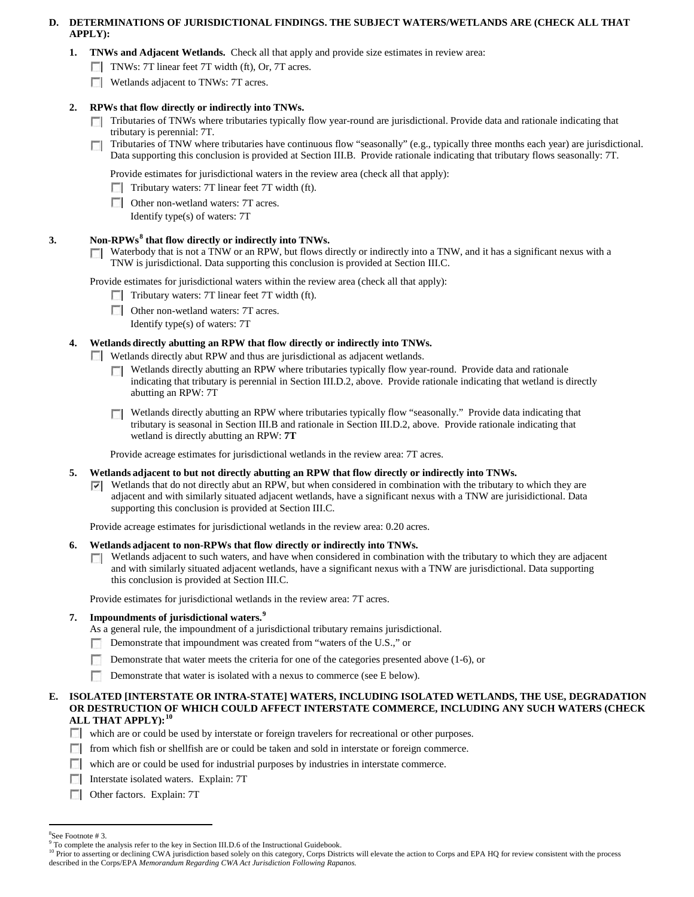**D. DETERMINATIONS OF JURISDICTIONAL FINDINGS. THE SUBJECT WATERS/WETLANDS ARE (CHECK ALL THAT APPLY):**

**1. TNWs and Adjacent Wetlands.** Check all that apply and provide size estimates in review area:

- [ ] TNWs: 7T linear feet 7T width (ft), Or, 7T acres.
- [ ] Wetlands adjacent to TNWs: 7T acres.

**2. RPWs that flow directly or indirectly into TNWs.**

- [ ] Tributaries of TNWs where tributaries typically flow year-round are jurisdictional. Provide data and rationale indicating that tributary is perennial: 7T.
- [ ] Tributaries of TNW where tributaries have continuous flow "seasonally" (e.g., typically three months each year) are jurisdictional. Data supporting this conclusion is provided at Section III.B. Provide rationale indicating that tributary flows seasonally: 7T.

Provide estimates for jurisdictional waters in the review area (check all that apply):

- [ ] Tributary waters: 7T linear feet 7T width (ft).
- [ ] Other non-wetland waters: 7T acres.
  Identify type(s) of waters: 7T

**3. Non-RPWs[8] that flow directly or indirectly into TNWs.**

- [ ] Waterbody that is not a TNW or an RPW, but flows directly or indirectly into a TNW, and it has a significant nexus with a TNW is jurisdictional. Data supporting this conclusion is provided at Section III.C.

Provide estimates for jurisdictional waters within the review area (check all that apply):

- [ ] Tributary waters: 7T linear feet 7T width (ft).
- [ ] Other non-wetland waters: 7T acres.
  Identify type(s) of waters: 7T

**4. Wetlands directly abutting an RPW that flow directly or indirectly into TNWs.**

- [ ] Wetlands directly abut RPW and thus are jurisdictional as adjacent wetlands.
  - [ ] Wetlands directly abutting an RPW where tributaries typically flow year-round. Provide data and rationale indicating that tributary is perennial in Section III.D.2, above. Provide rationale indicating that wetland is directly abutting an RPW: 7T
  - [ ] Wetlands directly abutting an RPW where tributaries typically flow "seasonally." Provide data indicating that tributary is seasonal in Section III.B and rationale in Section III.D.2, above. Provide rationale indicating that wetland is directly abutting an RPW: **7T**

Provide acreage estimates for jurisdictional wetlands in the review area: 7T acres.

**5. Wetlands adjacent to but not directly abutting an RPW that flow directly or indirectly into TNWs.**

- [x] Wetlands that do not directly abut an RPW, but when considered in combination with the tributary to which they are adjacent and with similarly situated adjacent wetlands, have a significant nexus with a TNW are jurisidictional. Data supporting this conclusion is provided at Section III.C.

Provide acreage estimates for jurisdictional wetlands in the review area: 0.20 acres.

**6. Wetlands adjacent to non-RPWs that flow directly or indirectly into TNWs.**

- [ ] Wetlands adjacent to such waters, and have when considered in combination with the tributary to which they are adjacent and with similarly situated adjacent wetlands, have a significant nexus with a TNW are jurisdictional. Data supporting this conclusion is provided at Section III.C.

Provide estimates for jurisdictional wetlands in the review area: 7T acres.

**7. Impoundments of jurisdictional waters.[9]**

As a general rule, the impoundment of a jurisdictional tributary remains jurisdictional.

- [ ] Demonstrate that impoundment was created from "waters of the U.S.," or
- [ ] Demonstrate that water meets the criteria for one of the categories presented above (1-6), or
- [ ] Demonstrate that water is isolated with a nexus to commerce (see E below).

**E. ISOLATED [INTERSTATE OR INTRA-STATE] WATERS, INCLUDING ISOLATED WETLANDS, THE USE, DEGRADATION OR DESTRUCTION OF WHICH COULD AFFECT INTERSTATE COMMERCE, INCLUDING ANY SUCH WATERS (CHECK ALL THAT APPLY):[10]**

- [ ] which are or could be used by interstate or foreign travelers for recreational or other purposes.
- [ ] from which fish or shellfish are or could be taken and sold in interstate or foreign commerce.
- [ ] which are or could be used for industrial purposes by industries in interstate commerce.
- [ ] Interstate isolated waters. Explain: 7T
- [ ] Other factors. Explain: 7T

---

[8] See Footnote # 3.

[9] To complete the analysis refer to the key in Section III.D.6 of the Instructional Guidebook.

[10] Prior to asserting or declining CWA jurisdiction based solely on this category, Corps Districts will elevate the action to Corps and EPA HQ for review consistent with the process described in the Corps/EPA *Memorandum Regarding CWA Act Jurisdiction Following Rapanos.*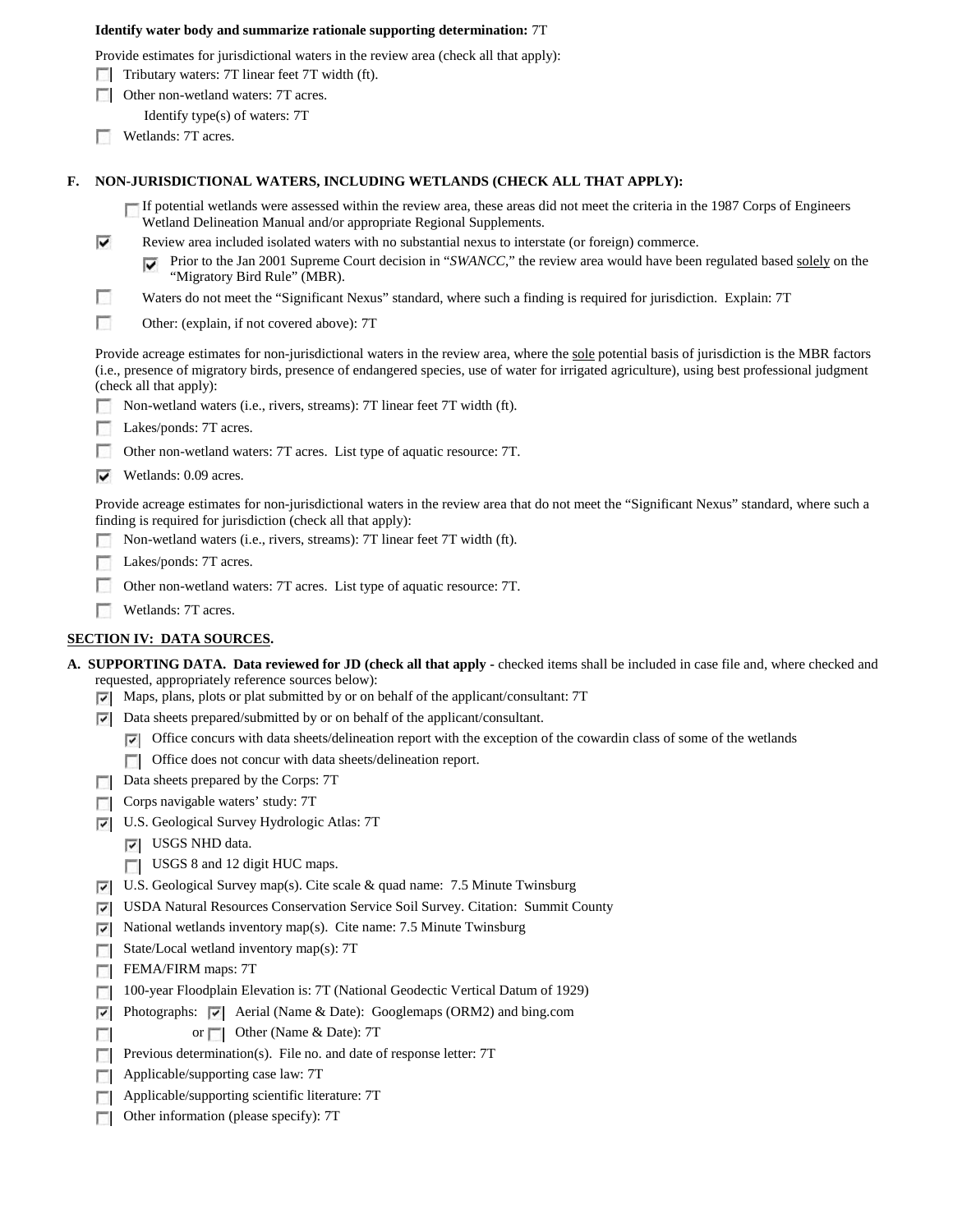**Identify water body and summarize rationale supporting determination:** 7T

Provide estimates for jurisdictional waters in the review area (check all that apply):

- ☐ Tributary waters: 7T linear feet 7T width (ft).
- ☐ Other non-wetland waters: 7T acres.
  - Identify type(s) of waters: 7T
- ☐ Wetlands: 7T acres.

**F. NON-JURISDICTIONAL WATERS, INCLUDING WETLANDS (CHECK ALL THAT APPLY):**

- ☐ If potential wetlands were assessed within the review area, these areas did not meet the criteria in the 1987 Corps of Engineers Wetland Delineation Manual and/or appropriate Regional Supplements.
- ☑ Review area included isolated waters with no substantial nexus to interstate (or foreign) commerce.
  - ☑ Prior to the Jan 2001 Supreme Court decision in "*SWANCC*," the review area would have been regulated based solely on the "Migratory Bird Rule" (MBR).
- ☐ Waters do not meet the "Significant Nexus" standard, where such a finding is required for jurisdiction. Explain: 7T
- ☐ Other: (explain, if not covered above): 7T

Provide acreage estimates for non-jurisdictional waters in the review area, where the sole potential basis of jurisdiction is the MBR factors (i.e., presence of migratory birds, presence of endangered species, use of water for irrigated agriculture), using best professional judgment (check all that apply):

- ☐ Non-wetland waters (i.e., rivers, streams): 7T linear feet 7T width (ft).
- ☐ Lakes/ponds: 7T acres.
- ☐ Other non-wetland waters: 7T acres. List type of aquatic resource: 7T.
- ☑ Wetlands: 0.09 acres.

Provide acreage estimates for non-jurisdictional waters in the review area that do not meet the "Significant Nexus" standard, where such a finding is required for jurisdiction (check all that apply):

- ☐ Non-wetland waters (i.e., rivers, streams): 7T linear feet 7T width (ft).
- ☐ Lakes/ponds: 7T acres.
- ☐ Other non-wetland waters: 7T acres. List type of aquatic resource: 7T.
- ☐ Wetlands: 7T acres.

## SECTION IV: DATA SOURCES.

**A. SUPPORTING DATA. Data reviewed for JD (check all that apply** - checked items shall be included in case file and, where checked and requested, appropriately reference sources below):

- ☑ Maps, plans, plots or plat submitted by or on behalf of the applicant/consultant: 7T
- ☑ Data sheets prepared/submitted by or on behalf of the applicant/consultant.
  - ☑ Office concurs with data sheets/delineation report with the exception of the cowardin class of some of the wetlands
  - ☐ Office does not concur with data sheets/delineation report.
- ☐ Data sheets prepared by the Corps: 7T
- ☐ Corps navigable waters' study: 7T
- ☑ U.S. Geological Survey Hydrologic Atlas: 7T
  - ☑ USGS NHD data.
  - ☐ USGS 8 and 12 digit HUC maps.
- ☑ U.S. Geological Survey map(s). Cite scale & quad name: 7.5 Minute Twinsburg
- ☑ USDA Natural Resources Conservation Service Soil Survey. Citation: Summit County
- ☑ National wetlands inventory map(s). Cite name: 7.5 Minute Twinsburg
- ☐ State/Local wetland inventory map(s): 7T
- ☐ FEMA/FIRM maps: 7T
- ☐ 100-year Floodplain Elevation is: 7T (National Geodectic Vertical Datum of 1929)
- ☑ Photographs: ☑ Aerial (Name & Date): Googlemaps (ORM2) and bing.com
- ☐ or ☐ Other (Name & Date): 7T
- ☐ Previous determination(s). File no. and date of response letter: 7T
- ☐ Applicable/supporting case law: 7T
- ☐ Applicable/supporting scientific literature: 7T
- ☐ Other information (please specify): 7T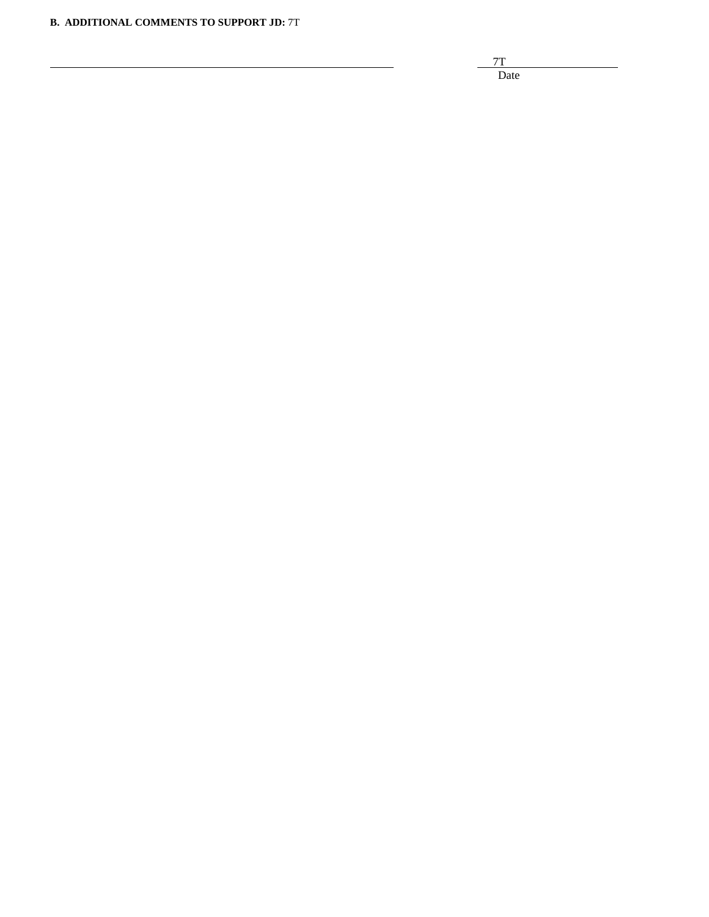**B. ADDITIONAL COMMENTS TO SUPPORT JD:** 7T

_______________________________________________ 7T

Date